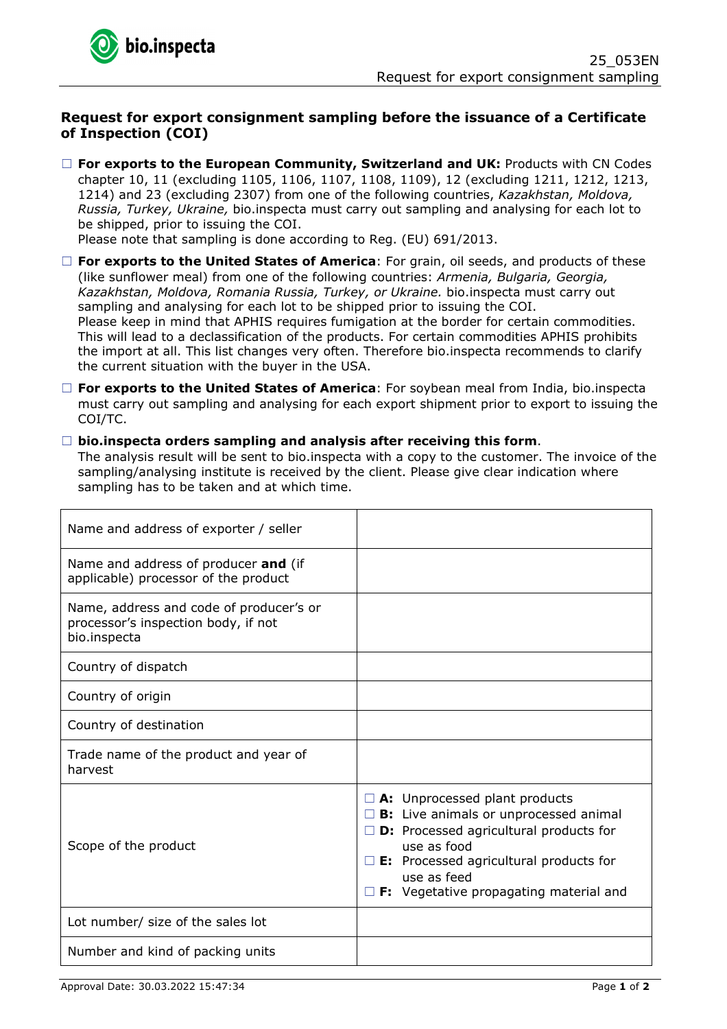# Request for export consignment sampling before the issuance of a Certificate of Inspection (COI)

☐ **For exports to the European Community, Switzerland and UK:** Products with CN Codes chapter 10, 11 (excluding 1105, 1106, 1107, 1108, 1109), 12 (excluding 1211, 1212, 1213, 1214) and 23 (excluding 2307) from one of the following countries, *Kazakhstan, Moldova, Russia, Turkey, Ukraine,* bio.inspecta must carry out sampling and analysing for each lot to be shipped, prior to issuing the COI.
Please note that sampling is done according to Reg. (EU) 691/2013.

☐ **For exports to the United States of America**: For grain, oil seeds, and products of these (like sunflower meal) from one of the following countries: *Armenia, Bulgaria, Georgia, Kazakhstan, Moldova, Romania Russia, Turkey, or Ukraine.* bio.inspecta must carry out sampling and analysing for each lot to be shipped prior to issuing the COI.
Please keep in mind that APHIS requires fumigation at the border for certain commodities. This will lead to a declassification of the products. For certain commodities APHIS prohibits the import at all. This list changes very often. Therefore bio.inspecta recommends to clarify the current situation with the buyer in the USA.

☐ **For exports to the United States of America**: For soybean meal from India, bio.inspecta must carry out sampling and analysing for each export shipment prior to export to issuing the COI/TC.

☐ **bio.inspecta orders sampling and analysis after receiving this form**.
The analysis result will be sent to bio.inspecta with a copy to the customer. The invoice of the sampling/analysing institute is received by the client. Please give clear indication where sampling has to be taken and at which time.

| | |
|---|---|
| Name and address of exporter / seller | |
| Name and address of producer **and** (if applicable) processor of the product | |
| Name, address and code of producer's or processor's inspection body, if not bio.inspecta | |
| Country of dispatch | |
| Country of origin | |
| Country of destination | |
| Trade name of the product and year of harvest | |
| Scope of the product | ☐ **A:** Unprocessed plant products<br>☐ **B:** Live animals or unprocessed animal<br>☐ **D:** Processed agricultural products for use as food<br>☐ **E:** Processed agricultural products for use as feed<br>☐ **F:** Vegetative propagating material and |
| Lot number/ size of the sales lot | |
| Number and kind of packing units | |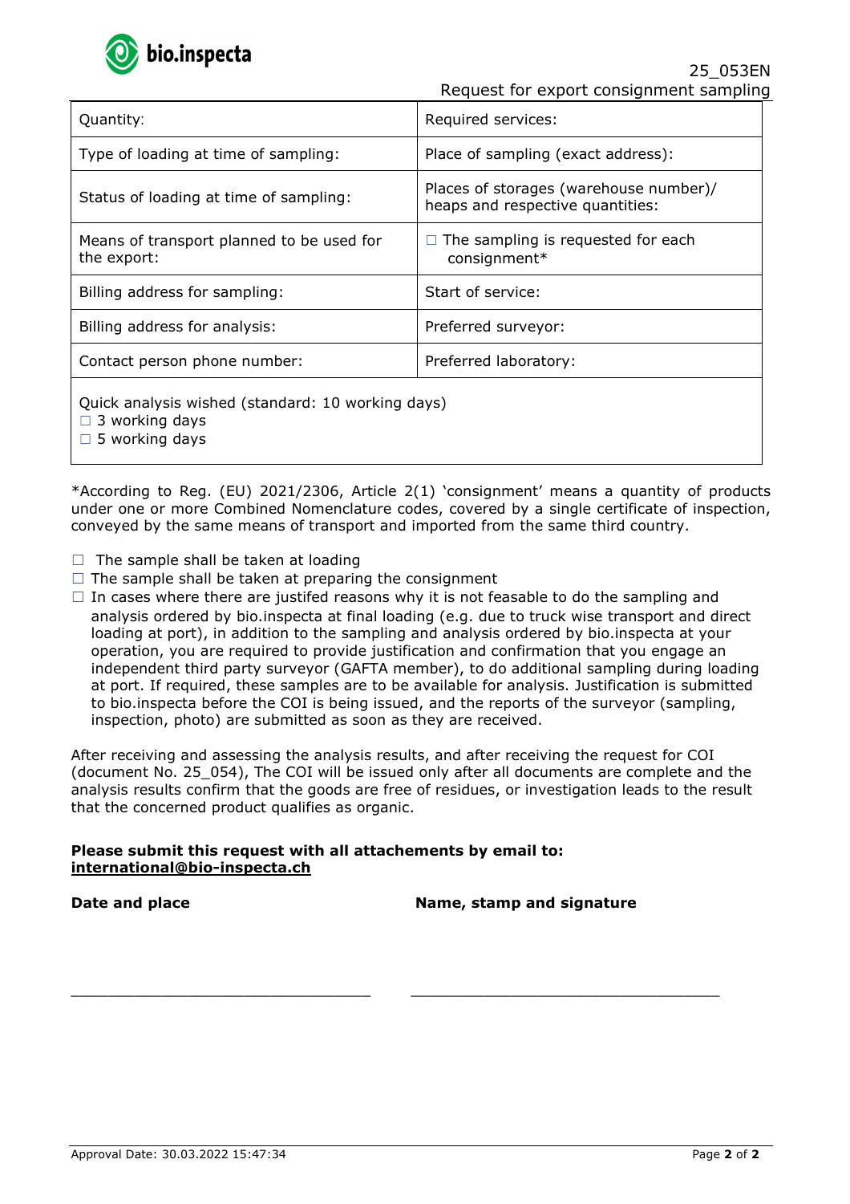25_053EN
Request for export consignment sampling

| | |
|---|---|
| Quantity: | Required services: |
| Type of loading at time of sampling: | Place of sampling (exact address): |
| Status of loading at time of sampling: | Places of storages (warehouse number)/ heaps and respective quantities: |
| Means of transport planned to be used for the export: | ☐ The sampling is requested for each consignment* |
| Billing address for sampling: | Start of service: |
| Billing address for analysis: | Preferred surveyor: |
| Contact person phone number: | Preferred laboratory: |
| Quick analysis wished (standard: 10 working days)<br>☐ 3 working days<br>☐ 5 working days | |

*According to Reg. (EU) 2021/2306, Article 2(1) 'consignment' means a quantity of products under one or more Combined Nomenclature codes, covered by a single certificate of inspection, conveyed by the same means of transport and imported from the same third country.

☐ The sample shall be taken at loading
☐ The sample shall be taken at preparing the consignment
☐ In cases where there are justifed reasons why it is not feasable to do the sampling and analysis ordered by bio.inspecta at final loading (e.g. due to truck wise transport and direct loading at port), in addition to the sampling and analysis ordered by bio.inspecta at your operation, you are required to provide justification and confirmation that you engage an independent third party surveyor (GAFTA member), to do additional sampling during loading at port. If required, these samples are to be available for analysis. Justification is submitted to bio.inspecta before the COI is being issued, and the reports of the surveyor (sampling, inspection, photo) are submitted as soon as they are received.

After receiving and assessing the analysis results, and after receiving the request for COI (document No. 25_054), The COI will be issued only after all documents are complete and the analysis results confirm that the goods are free of residues, or investigation leads to the result that the concerned product qualifies as organic.

**Please submit this request with all attachements by email to:**
**international@bio-inspecta.ch**

**Date and place** **Name, stamp and signature**

\_\_\_\_\_\_\_\_\_\_\_\_\_\_\_\_\_\_\_\_\_\_\_\_\_\_\_\_\_\_\_\_ \_\_\_\_\_\_\_\_\_\_\_\_\_\_\_\_\_\_\_\_\_\_\_\_\_\_\_\_\_\_\_\_

Approval Date: 30.03.2022 15:47:34